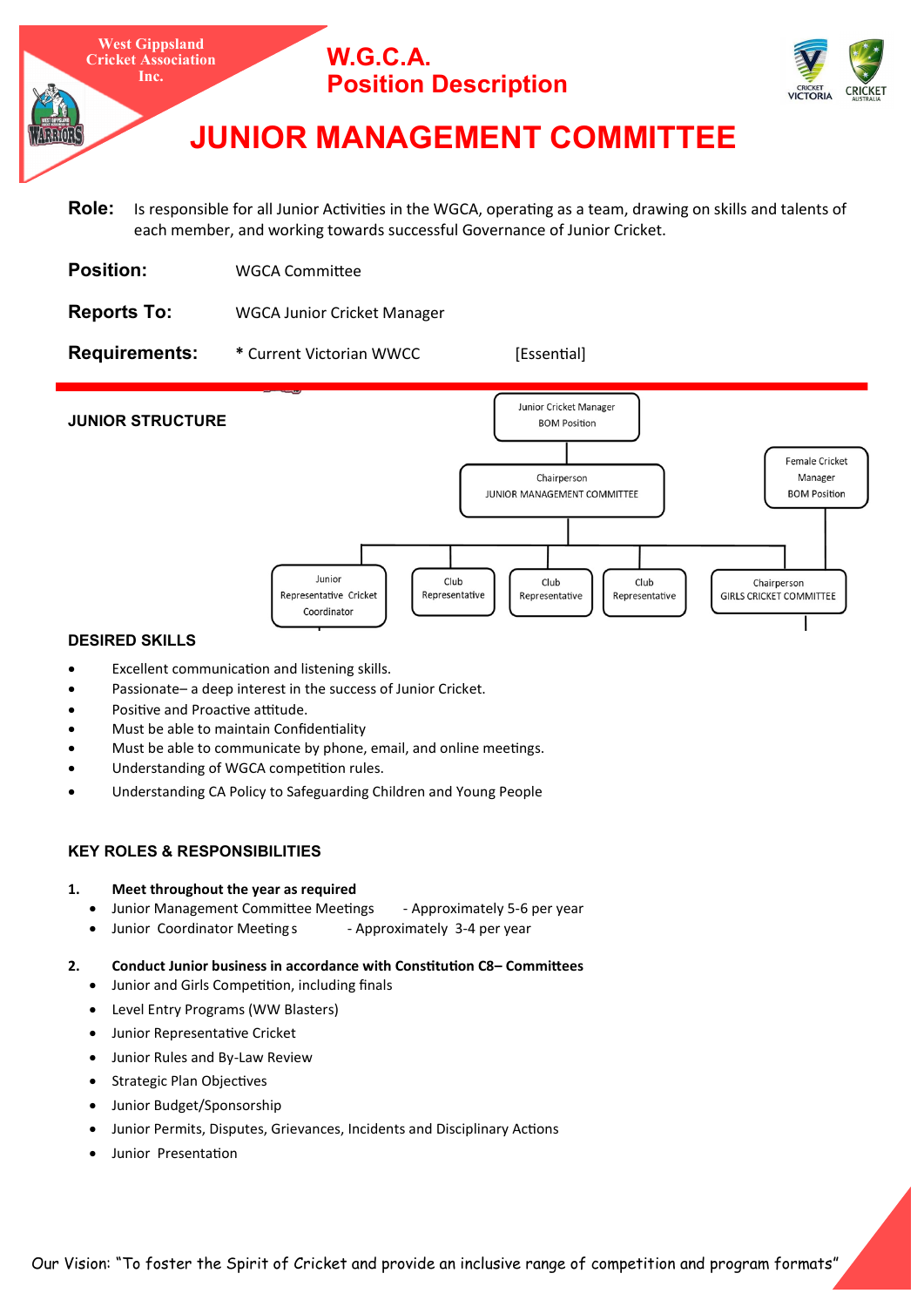West Gippsland Cricket Association Inc.

# W.G.C.A. Position Description

# JUNIOR MANAGEMENT COMMITTEE

**Role:** Is responsible for all Junior Activities in the WGCA, operating as a team, drawing on skills and talents of each member, and working towards successful Governance of Junior Cricket.

**Position:** WGCA Committee

**Reports To:** WGCA Junior Cricket Manager

**Requirements:** * Current Victorian WWCC [Essential]

## JUNIOR STRUCTURE

- Junior Cricket Manager – BOM Position
  - Chairperson – JUNIOR MANAGEMENT COMMITTEE
    - Junior Representative Cricket Coordinator
    - Club Representative
    - Club Representative
    - Club Representative
    - Chairperson – GIRLS CRICKET COMMITTEE
- Female Cricket Manager – BOM Position
  - Chairperson – GIRLS CRICKET COMMITTEE

## DESIRED SKILLS

- Excellent communication and listening skills.
- Passionate– a deep interest in the success of Junior Cricket.
- Positive and Proactive attitude.
- Must be able to maintain Confidentiality
- Must be able to communicate by phone, email, and online meetings.
- Understanding of WGCA competition rules.
- Understanding CA Policy to Safeguarding Children and Young People

## KEY ROLES & RESPONSIBILITIES

1. **Meet throughout the year as required**
   - Junior Management Committee Meetings - Approximately 5-6 per year
   - Junior Coordinator Meetings - Approximately 3-4 per year

2. **Conduct Junior business in accordance with Constitution C8– Committees**
   - Junior and Girls Competition, including finals
   - Level Entry Programs (WW Blasters)
   - Junior Representative Cricket
   - Junior Rules and By-Law Review
   - Strategic Plan Objectives
   - Junior Budget/Sponsorship
   - Junior Permits, Disputes, Grievances, Incidents and Disciplinary Actions
   - Junior Presentation

Our Vision: "To foster the Spirit of Cricket and provide an inclusive range of competition and program formats"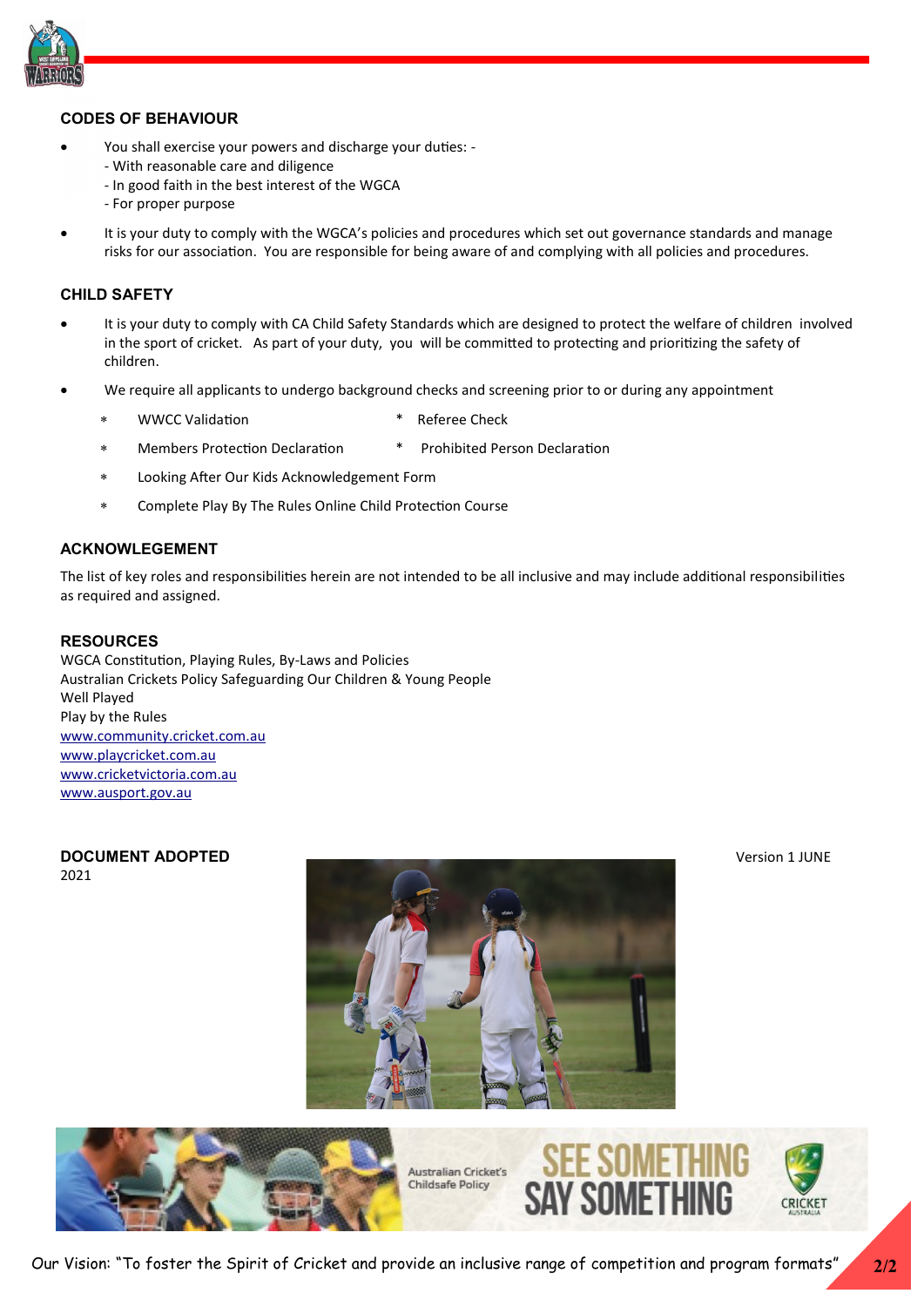## CODES OF BEHAVIOUR

- You shall exercise your powers and discharge your duties: -
  - With reasonable care and diligence
  - In good faith in the best interest of the WGCA
  - For proper purpose
- It is your duty to comply with the WGCA's policies and procedures which set out governance standards and manage risks for our association. You are responsible for being aware of and complying with all policies and procedures.

## CHILD SAFETY

- It is your duty to comply with CA Child Safety Standards which are designed to protect the welfare of children involved in the sport of cricket. As part of your duty, you will be committed to protecting and prioritizing the safety of children.
- We require all applicants to undergo background checks and screening prior to or during any appointment
  - WWCC Validation
  - Referee Check
  - Members Protection Declaration
  - Prohibited Person Declaration
  - Looking After Our Kids Acknowledgement Form
  - Complete Play By The Rules Online Child Protection Course

## ACKNOWLEDGEMENT

The list of key roles and responsibilities herein are not intended to be all inclusive and may include additional responsibilities as required and assigned.

## RESOURCES

WGCA Constitution, Playing Rules, By-Laws and Policies
Australian Crickets Policy Safeguarding Our Children & Young People
Well Played
Play by the Rules
www.community.cricket.com.au
www.playcricket.com.au
www.cricketvictoria.com.au
www.ausport.gov.au

## DOCUMENT ADOPTED

Version 1 JUNE 2021

Australian Cricket's Childsafe Policy
SEE SOMETHING SAY SOMETHING

Our Vision: "To foster the Spirit of Cricket and provide an inclusive range of competition and program formats"